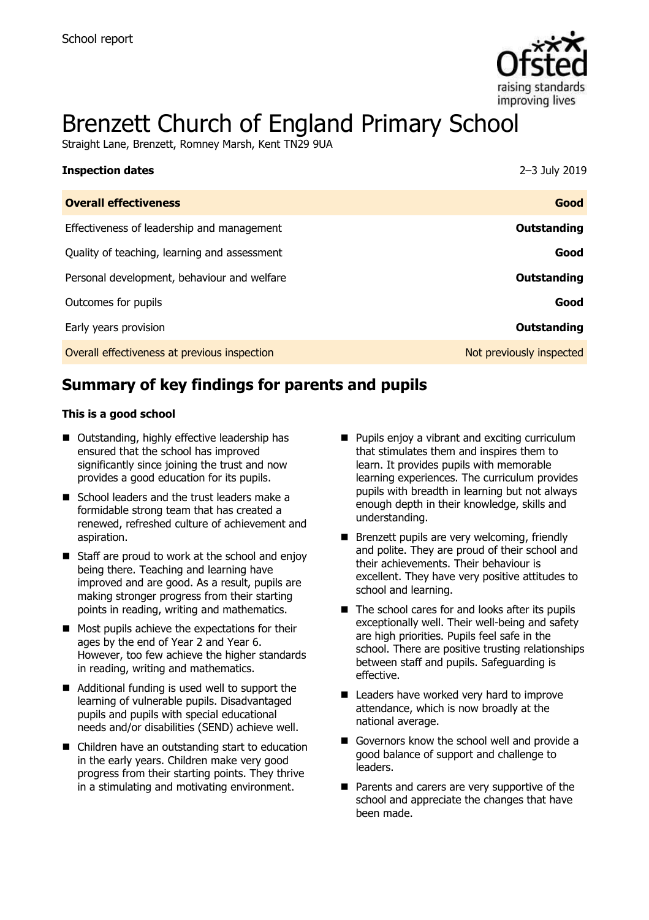School report

# Brenzett Church of England Primary School

Straight Lane, Brenzett, Romney Marsh, Kent TN29 9UA

| **Inspection dates** | 2–3 July 2019 |
| --- | --- |
| **Overall effectiveness** | **Good** |
| Effectiveness of leadership and management | **Outstanding** |
| Quality of teaching, learning and assessment | **Good** |
| Personal development, behaviour and welfare | **Outstanding** |
| Outcomes for pupils | **Good** |
| Early years provision | **Outstanding** |
| Overall effectiveness at previous inspection | Not previously inspected |

## Summary of key findings for parents and pupils

**This is a good school**

- Outstanding, highly effective leadership has ensured that the school has improved significantly since joining the trust and now provides a good education for its pupils.
- School leaders and the trust leaders make a formidable strong team that has created a renewed, refreshed culture of achievement and aspiration.
- Staff are proud to work at the school and enjoy being there. Teaching and learning have improved and are good. As a result, pupils are making stronger progress from their starting points in reading, writing and mathematics.
- Most pupils achieve the expectations for their ages by the end of Year 2 and Year 6. However, too few achieve the higher standards in reading, writing and mathematics.
- Additional funding is used well to support the learning of vulnerable pupils. Disadvantaged pupils and pupils with special educational needs and/or disabilities (SEND) achieve well.
- Children have an outstanding start to education in the early years. Children make very good progress from their starting points. They thrive in a stimulating and motivating environment.
- Pupils enjoy a vibrant and exciting curriculum that stimulates them and inspires them to learn. It provides pupils with memorable learning experiences. The curriculum provides pupils with breadth in learning but not always enough depth in their knowledge, skills and understanding.
- Brenzett pupils are very welcoming, friendly and polite. They are proud of their school and their achievements. Their behaviour is excellent. They have very positive attitudes to school and learning.
- The school cares for and looks after its pupils exceptionally well. Their well-being and safety are high priorities. Pupils feel safe in the school. There are positive trusting relationships between staff and pupils. Safeguarding is effective.
- Leaders have worked very hard to improve attendance, which is now broadly at the national average.
- Governors know the school well and provide a good balance of support and challenge to leaders.
- Parents and carers are very supportive of the school and appreciate the changes that have been made.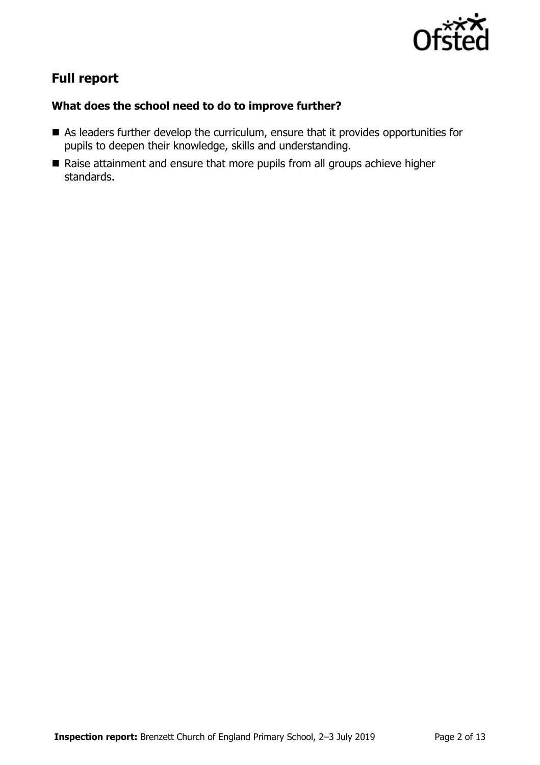## Full report

### What does the school need to do to improve further?

- As leaders further develop the curriculum, ensure that it provides opportunities for pupils to deepen their knowledge, skills and understanding.
- Raise attainment and ensure that more pupils from all groups achieve higher standards.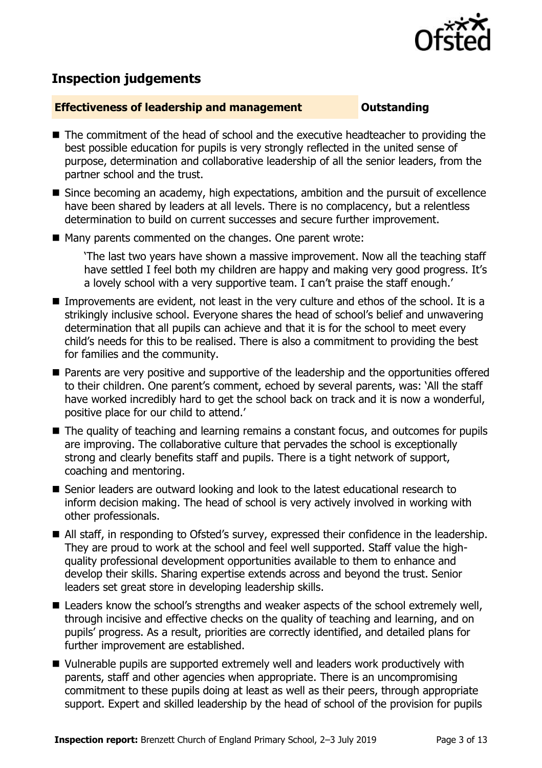## Inspection judgements

**Effectiveness of leadership and management** **Outstanding**

- The commitment of the head of school and the executive headteacher to providing the best possible education for pupils is very strongly reflected in the united sense of purpose, determination and collaborative leadership of all the senior leaders, from the partner school and the trust.
- Since becoming an academy, high expectations, ambition and the pursuit of excellence have been shared by leaders at all levels. There is no complacency, but a relentless determination to build on current successes and secure further improvement.
- Many parents commented on the changes. One parent wrote:

  'The last two years have shown a massive improvement. Now all the teaching staff have settled I feel both my children are happy and making very good progress. It's a lovely school with a very supportive team. I can't praise the staff enough.'

- Improvements are evident, not least in the very culture and ethos of the school. It is a strikingly inclusive school. Everyone shares the head of school's belief and unwavering determination that all pupils can achieve and that it is for the school to meet every child's needs for this to be realised. There is also a commitment to providing the best for families and the community.
- Parents are very positive and supportive of the leadership and the opportunities offered to their children. One parent's comment, echoed by several parents, was: 'All the staff have worked incredibly hard to get the school back on track and it is now a wonderful, positive place for our child to attend.'
- The quality of teaching and learning remains a constant focus, and outcomes for pupils are improving. The collaborative culture that pervades the school is exceptionally strong and clearly benefits staff and pupils. There is a tight network of support, coaching and mentoring.
- Senior leaders are outward looking and look to the latest educational research to inform decision making. The head of school is very actively involved in working with other professionals.
- All staff, in responding to Ofsted's survey, expressed their confidence in the leadership. They are proud to work at the school and feel well supported. Staff value the high-quality professional development opportunities available to them to enhance and develop their skills. Sharing expertise extends across and beyond the trust. Senior leaders set great store in developing leadership skills.
- Leaders know the school's strengths and weaker aspects of the school extremely well, through incisive and effective checks on the quality of teaching and learning, and on pupils' progress. As a result, priorities are correctly identified, and detailed plans for further improvement are established.
- Vulnerable pupils are supported extremely well and leaders work productively with parents, staff and other agencies when appropriate. There is an uncompromising commitment to these pupils doing at least as well as their peers, through appropriate support. Expert and skilled leadership by the head of school of the provision for pupils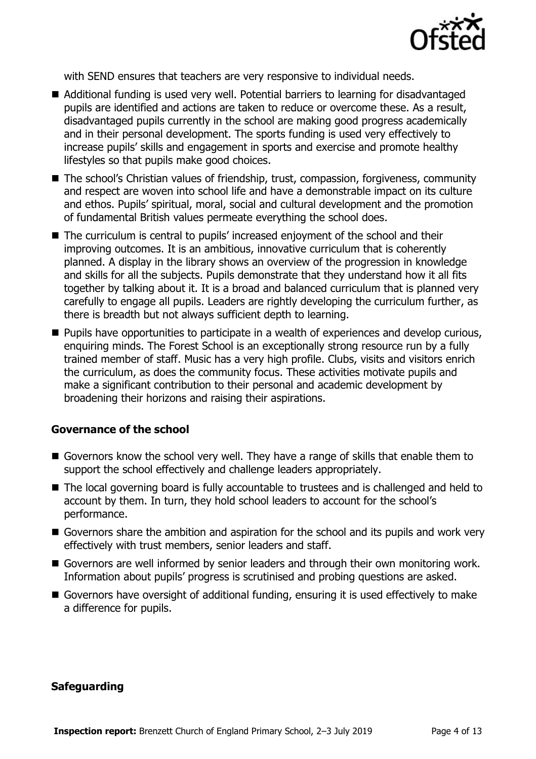with SEND ensures that teachers are very responsive to individual needs.

- Additional funding is used very well. Potential barriers to learning for disadvantaged pupils are identified and actions are taken to reduce or overcome these. As a result, disadvantaged pupils currently in the school are making good progress academically and in their personal development. The sports funding is used very effectively to increase pupils' skills and engagement in sports and exercise and promote healthy lifestyles so that pupils make good choices.
- The school's Christian values of friendship, trust, compassion, forgiveness, community and respect are woven into school life and have a demonstrable impact on its culture and ethos. Pupils' spiritual, moral, social and cultural development and the promotion of fundamental British values permeate everything the school does.
- The curriculum is central to pupils' increased enjoyment of the school and their improving outcomes. It is an ambitious, innovative curriculum that is coherently planned. A display in the library shows an overview of the progression in knowledge and skills for all the subjects. Pupils demonstrate that they understand how it all fits together by talking about it. It is a broad and balanced curriculum that is planned very carefully to engage all pupils. Leaders are rightly developing the curriculum further, as there is breadth but not always sufficient depth to learning.
- Pupils have opportunities to participate in a wealth of experiences and develop curious, enquiring minds. The Forest School is an exceptionally strong resource run by a fully trained member of staff. Music has a very high profile. Clubs, visits and visitors enrich the curriculum, as does the community focus. These activities motivate pupils and make a significant contribution to their personal and academic development by broadening their horizons and raising their aspirations.

### Governance of the school

- Governors know the school very well. They have a range of skills that enable them to support the school effectively and challenge leaders appropriately.
- The local governing board is fully accountable to trustees and is challenged and held to account by them. In turn, they hold school leaders to account for the school's performance.
- Governors share the ambition and aspiration for the school and its pupils and work very effectively with trust members, senior leaders and staff.
- Governors are well informed by senior leaders and through their own monitoring work. Information about pupils' progress is scrutinised and probing questions are asked.
- Governors have oversight of additional funding, ensuring it is used effectively to make a difference for pupils.

### Safeguarding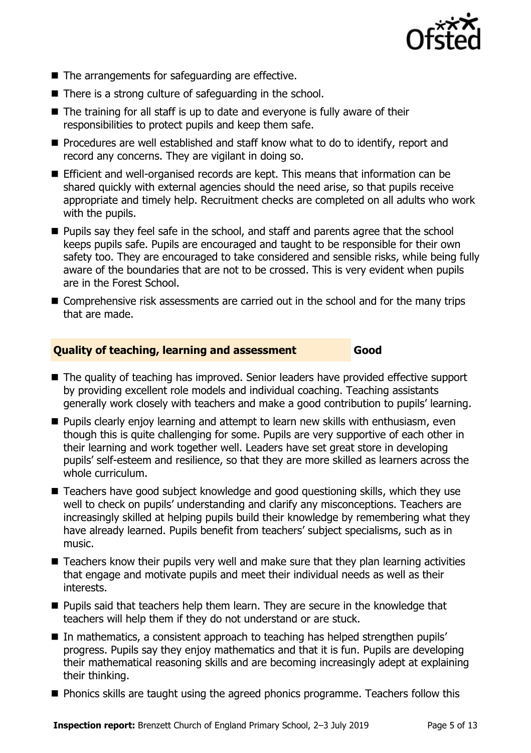- The arrangements for safeguarding are effective.
- There is a strong culture of safeguarding in the school.
- The training for all staff is up to date and everyone is fully aware of their responsibilities to protect pupils and keep them safe.
- Procedures are well established and staff know what to do to identify, report and record any concerns. They are vigilant in doing so.
- Efficient and well-organised records are kept. This means that information can be shared quickly with external agencies should the need arise, so that pupils receive appropriate and timely help. Recruitment checks are completed on all adults who work with the pupils.
- Pupils say they feel safe in the school, and staff and parents agree that the school keeps pupils safe. Pupils are encouraged and taught to be responsible for their own safety too. They are encouraged to take considered and sensible risks, while being fully aware of the boundaries that are not to be crossed. This is very evident when pupils are in the Forest School.
- Comprehensive risk assessments are carried out in the school and for the many trips that are made.

## Quality of teaching, learning and assessment — Good

- The quality of teaching has improved. Senior leaders have provided effective support by providing excellent role models and individual coaching. Teaching assistants generally work closely with teachers and make a good contribution to pupils' learning.
- Pupils clearly enjoy learning and attempt to learn new skills with enthusiasm, even though this is quite challenging for some. Pupils are very supportive of each other in their learning and work together well. Leaders have set great store in developing pupils' self-esteem and resilience, so that they are more skilled as learners across the whole curriculum.
- Teachers have good subject knowledge and good questioning skills, which they use well to check on pupils' understanding and clarify any misconceptions. Teachers are increasingly skilled at helping pupils build their knowledge by remembering what they have already learned. Pupils benefit from teachers' subject specialisms, such as in music.
- Teachers know their pupils very well and make sure that they plan learning activities that engage and motivate pupils and meet their individual needs as well as their interests.
- Pupils said that teachers help them learn. They are secure in the knowledge that teachers will help them if they do not understand or are stuck.
- In mathematics, a consistent approach to teaching has helped strengthen pupils' progress. Pupils say they enjoy mathematics and that it is fun. Pupils are developing their mathematical reasoning skills and are becoming increasingly adept at explaining their thinking.
- Phonics skills are taught using the agreed phonics programme. Teachers follow this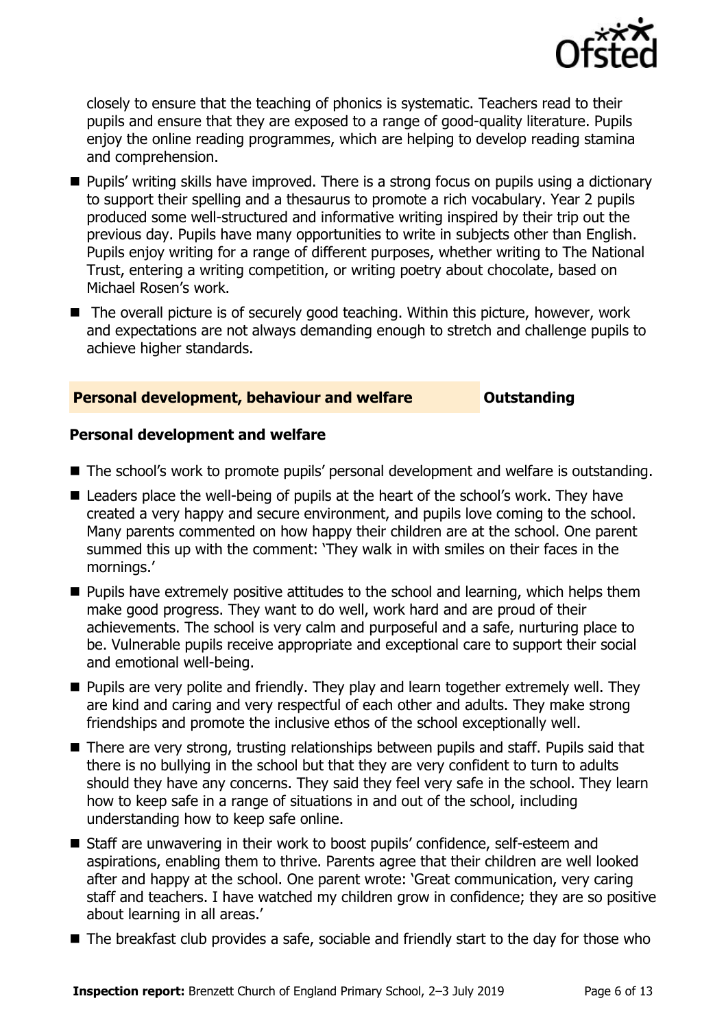closely to ensure that the teaching of phonics is systematic. Teachers read to their pupils and ensure that they are exposed to a range of good-quality literature. Pupils enjoy the online reading programmes, which are helping to develop reading stamina and comprehension.

- Pupils' writing skills have improved. There is a strong focus on pupils using a dictionary to support their spelling and a thesaurus to promote a rich vocabulary. Year 2 pupils produced some well-structured and informative writing inspired by their trip out the previous day. Pupils have many opportunities to write in subjects other than English. Pupils enjoy writing for a range of different purposes, whether writing to The National Trust, entering a writing competition, or writing poetry about chocolate, based on Michael Rosen's work.
- The overall picture is of securely good teaching. Within this picture, however, work and expectations are not always demanding enough to stretch and challenge pupils to achieve higher standards.

## Personal development, behaviour and welfare — Outstanding

### Personal development and welfare

- The school's work to promote pupils' personal development and welfare is outstanding.
- Leaders place the well-being of pupils at the heart of the school's work. They have created a very happy and secure environment, and pupils love coming to the school. Many parents commented on how happy their children are at the school. One parent summed this up with the comment: 'They walk in with smiles on their faces in the mornings.'
- Pupils have extremely positive attitudes to the school and learning, which helps them make good progress. They want to do well, work hard and are proud of their achievements. The school is very calm and purposeful and a safe, nurturing place to be. Vulnerable pupils receive appropriate and exceptional care to support their social and emotional well-being.
- Pupils are very polite and friendly. They play and learn together extremely well. They are kind and caring and very respectful of each other and adults. They make strong friendships and promote the inclusive ethos of the school exceptionally well.
- There are very strong, trusting relationships between pupils and staff. Pupils said that there is no bullying in the school but that they are very confident to turn to adults should they have any concerns. They said they feel very safe in the school. They learn how to keep safe in a range of situations in and out of the school, including understanding how to keep safe online.
- Staff are unwavering in their work to boost pupils' confidence, self-esteem and aspirations, enabling them to thrive. Parents agree that their children are well looked after and happy at the school. One parent wrote: 'Great communication, very caring staff and teachers. I have watched my children grow in confidence; they are so positive about learning in all areas.'
- The breakfast club provides a safe, sociable and friendly start to the day for those who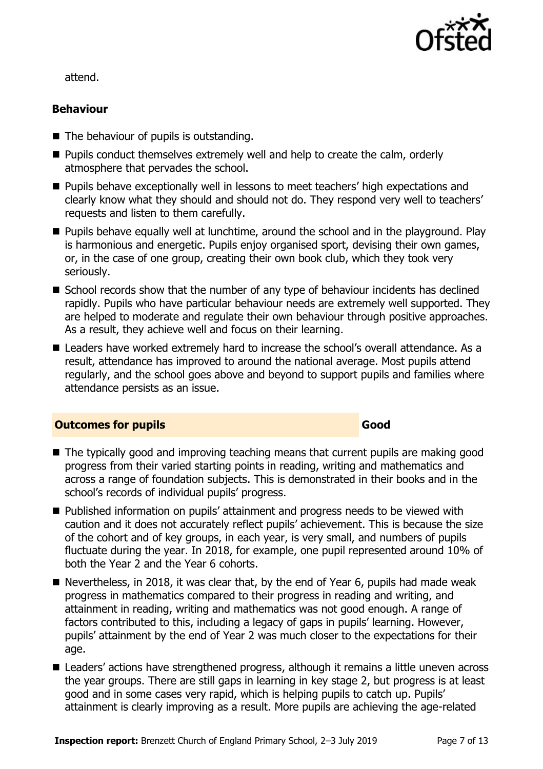attend.

### Behaviour

- The behaviour of pupils is outstanding.
- Pupils conduct themselves extremely well and help to create the calm, orderly atmosphere that pervades the school.
- Pupils behave exceptionally well in lessons to meet teachers' high expectations and clearly know what they should and should not do. They respond very well to teachers' requests and listen to them carefully.
- Pupils behave equally well at lunchtime, around the school and in the playground. Play is harmonious and energetic. Pupils enjoy organised sport, devising their own games, or, in the case of one group, creating their own book club, which they took very seriously.
- School records show that the number of any type of behaviour incidents has declined rapidly. Pupils who have particular behaviour needs are extremely well supported. They are helped to moderate and regulate their own behaviour through positive approaches. As a result, they achieve well and focus on their learning.
- Leaders have worked extremely hard to increase the school's overall attendance. As a result, attendance has improved to around the national average. Most pupils attend regularly, and the school goes above and beyond to support pupils and families where attendance persists as an issue.

## Outcomes for pupils — Good

- The typically good and improving teaching means that current pupils are making good progress from their varied starting points in reading, writing and mathematics and across a range of foundation subjects. This is demonstrated in their books and in the school's records of individual pupils' progress.
- Published information on pupils' attainment and progress needs to be viewed with caution and it does not accurately reflect pupils' achievement. This is because the size of the cohort and of key groups, in each year, is very small, and numbers of pupils fluctuate during the year. In 2018, for example, one pupil represented around 10% of both the Year 2 and the Year 6 cohorts.
- Nevertheless, in 2018, it was clear that, by the end of Year 6, pupils had made weak progress in mathematics compared to their progress in reading and writing, and attainment in reading, writing and mathematics was not good enough. A range of factors contributed to this, including a legacy of gaps in pupils' learning. However, pupils' attainment by the end of Year 2 was much closer to the expectations for their age.
- Leaders' actions have strengthened progress, although it remains a little uneven across the year groups. There are still gaps in learning in key stage 2, but progress is at least good and in some cases very rapid, which is helping pupils to catch up. Pupils' attainment is clearly improving as a result. More pupils are achieving the age-related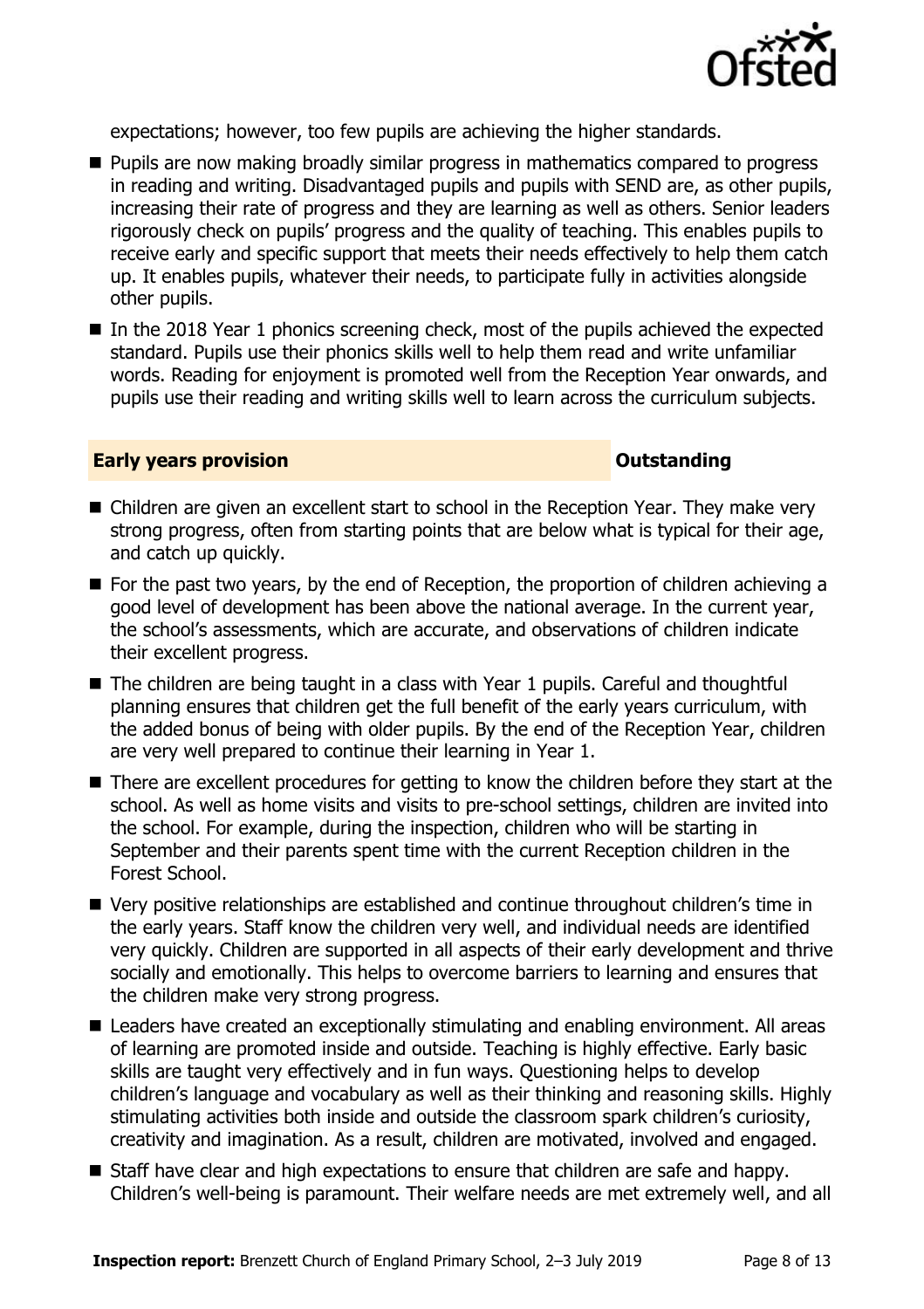expectations; however, too few pupils are achieving the higher standards.

- Pupils are now making broadly similar progress in mathematics compared to progress in reading and writing. Disadvantaged pupils and pupils with SEND are, as other pupils, increasing their rate of progress and they are learning as well as others. Senior leaders rigorously check on pupils' progress and the quality of teaching. This enables pupils to receive early and specific support that meets their needs effectively to help them catch up. It enables pupils, whatever their needs, to participate fully in activities alongside other pupils.
- In the 2018 Year 1 phonics screening check, most of the pupils achieved the expected standard. Pupils use their phonics skills well to help them read and write unfamiliar words. Reading for enjoyment is promoted well from the Reception Year onwards, and pupils use their reading and writing skills well to learn across the curriculum subjects.

## Early years provision — Outstanding

- Children are given an excellent start to school in the Reception Year. They make very strong progress, often from starting points that are below what is typical for their age, and catch up quickly.
- For the past two years, by the end of Reception, the proportion of children achieving a good level of development has been above the national average. In the current year, the school's assessments, which are accurate, and observations of children indicate their excellent progress.
- The children are being taught in a class with Year 1 pupils. Careful and thoughtful planning ensures that children get the full benefit of the early years curriculum, with the added bonus of being with older pupils. By the end of the Reception Year, children are very well prepared to continue their learning in Year 1.
- There are excellent procedures for getting to know the children before they start at the school. As well as home visits and visits to pre-school settings, children are invited into the school. For example, during the inspection, children who will be starting in September and their parents spent time with the current Reception children in the Forest School.
- Very positive relationships are established and continue throughout children's time in the early years. Staff know the children very well, and individual needs are identified very quickly. Children are supported in all aspects of their early development and thrive socially and emotionally. This helps to overcome barriers to learning and ensures that the children make very strong progress.
- Leaders have created an exceptionally stimulating and enabling environment. All areas of learning are promoted inside and outside. Teaching is highly effective. Early basic skills are taught very effectively and in fun ways. Questioning helps to develop children's language and vocabulary as well as their thinking and reasoning skills. Highly stimulating activities both inside and outside the classroom spark children's curiosity, creativity and imagination. As a result, children are motivated, involved and engaged.
- Staff have clear and high expectations to ensure that children are safe and happy. Children's well-being is paramount. Their welfare needs are met extremely well, and all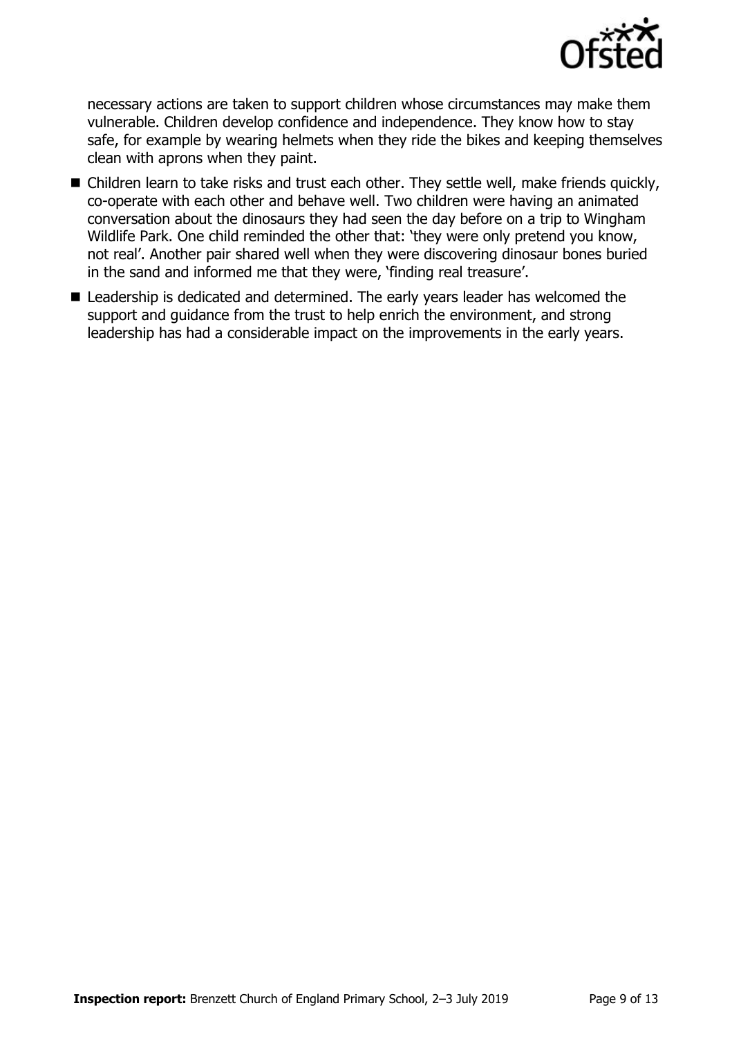necessary actions are taken to support children whose circumstances may make them vulnerable. Children develop confidence and independence. They know how to stay safe, for example by wearing helmets when they ride the bikes and keeping themselves clean with aprons when they paint.

- Children learn to take risks and trust each other. They settle well, make friends quickly, co-operate with each other and behave well. Two children were having an animated conversation about the dinosaurs they had seen the day before on a trip to Wingham Wildlife Park. One child reminded the other that: 'they were only pretend you know, not real'. Another pair shared well when they were discovering dinosaur bones buried in the sand and informed me that they were, 'finding real treasure'.
- Leadership is dedicated and determined. The early years leader has welcomed the support and guidance from the trust to help enrich the environment, and strong leadership has had a considerable impact on the improvements in the early years.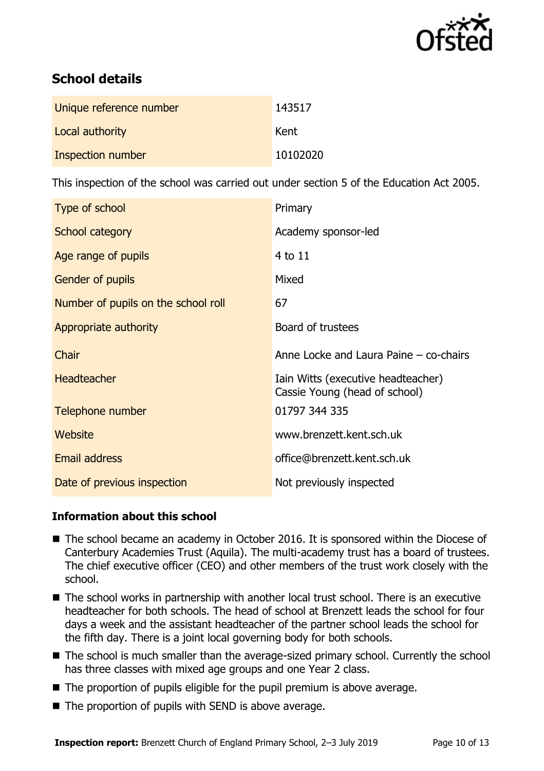## School details

| | |
|---|---|
| Unique reference number | 143517 |
| Local authority | Kent |
| Inspection number | 10102020 |

This inspection of the school was carried out under section 5 of the Education Act 2005.

| | |
|---|---|
| Type of school | Primary |
| School category | Academy sponsor-led |
| Age range of pupils | 4 to 11 |
| Gender of pupils | Mixed |
| Number of pupils on the school roll | 67 |
| Appropriate authority | Board of trustees |
| Chair | Anne Locke and Laura Paine – co-chairs |
| Headteacher | Iain Witts (executive headteacher) Cassie Young (head of school) |
| Telephone number | 01797 344 335 |
| Website | www.brenzett.kent.sch.uk |
| Email address | office@brenzett.kent.sch.uk |
| Date of previous inspection | Not previously inspected |

### Information about this school

- The school became an academy in October 2016. It is sponsored within the Diocese of Canterbury Academies Trust (Aquila). The multi-academy trust has a board of trustees. The chief executive officer (CEO) and other members of the trust work closely with the school.
- The school works in partnership with another local trust school. There is an executive headteacher for both schools. The head of school at Brenzett leads the school for four days a week and the assistant headteacher of the partner school leads the school for the fifth day. There is a joint local governing body for both schools.
- The school is much smaller than the average-sized primary school. Currently the school has three classes with mixed age groups and one Year 2 class.
- The proportion of pupils eligible for the pupil premium is above average.
- The proportion of pupils with SEND is above average.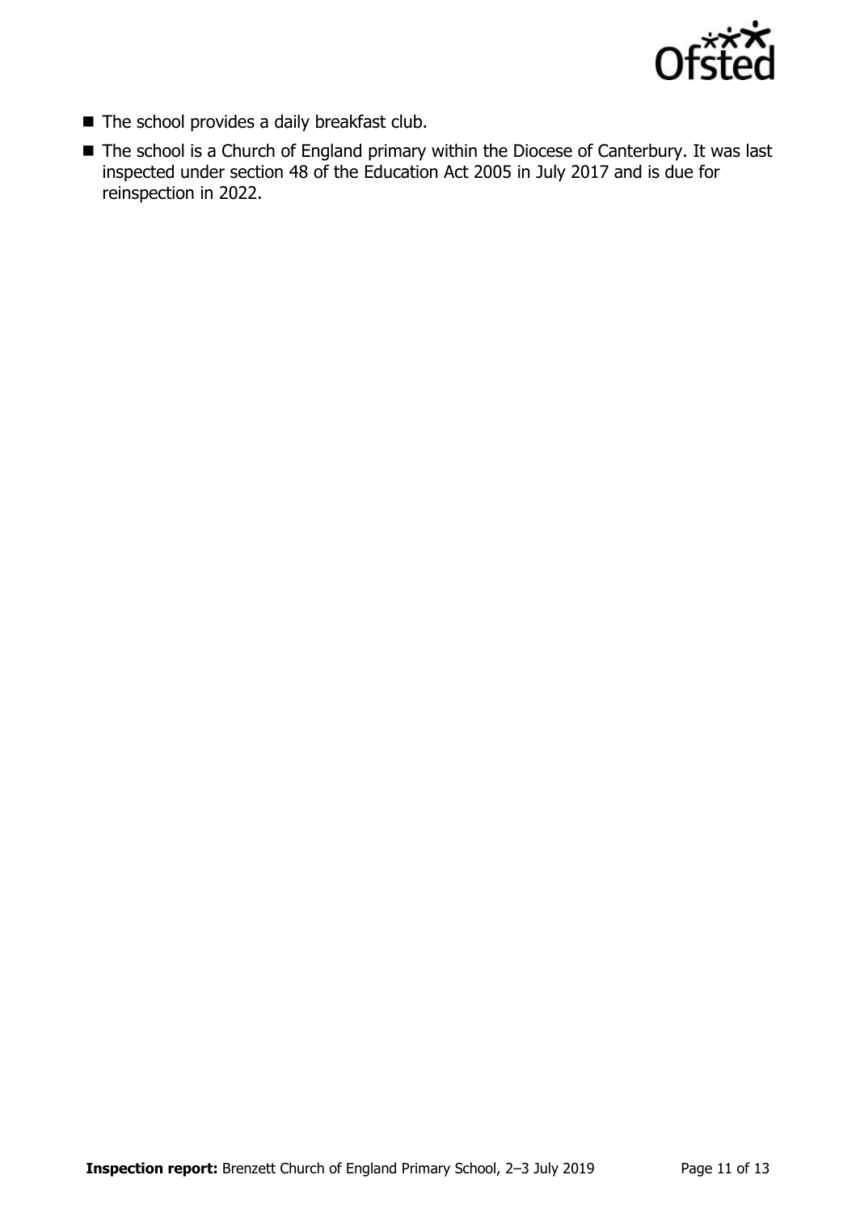- The school provides a daily breakfast club.
- The school is a Church of England primary within the Diocese of Canterbury. It was last inspected under section 48 of the Education Act 2005 in July 2017 and is due for reinspection in 2022.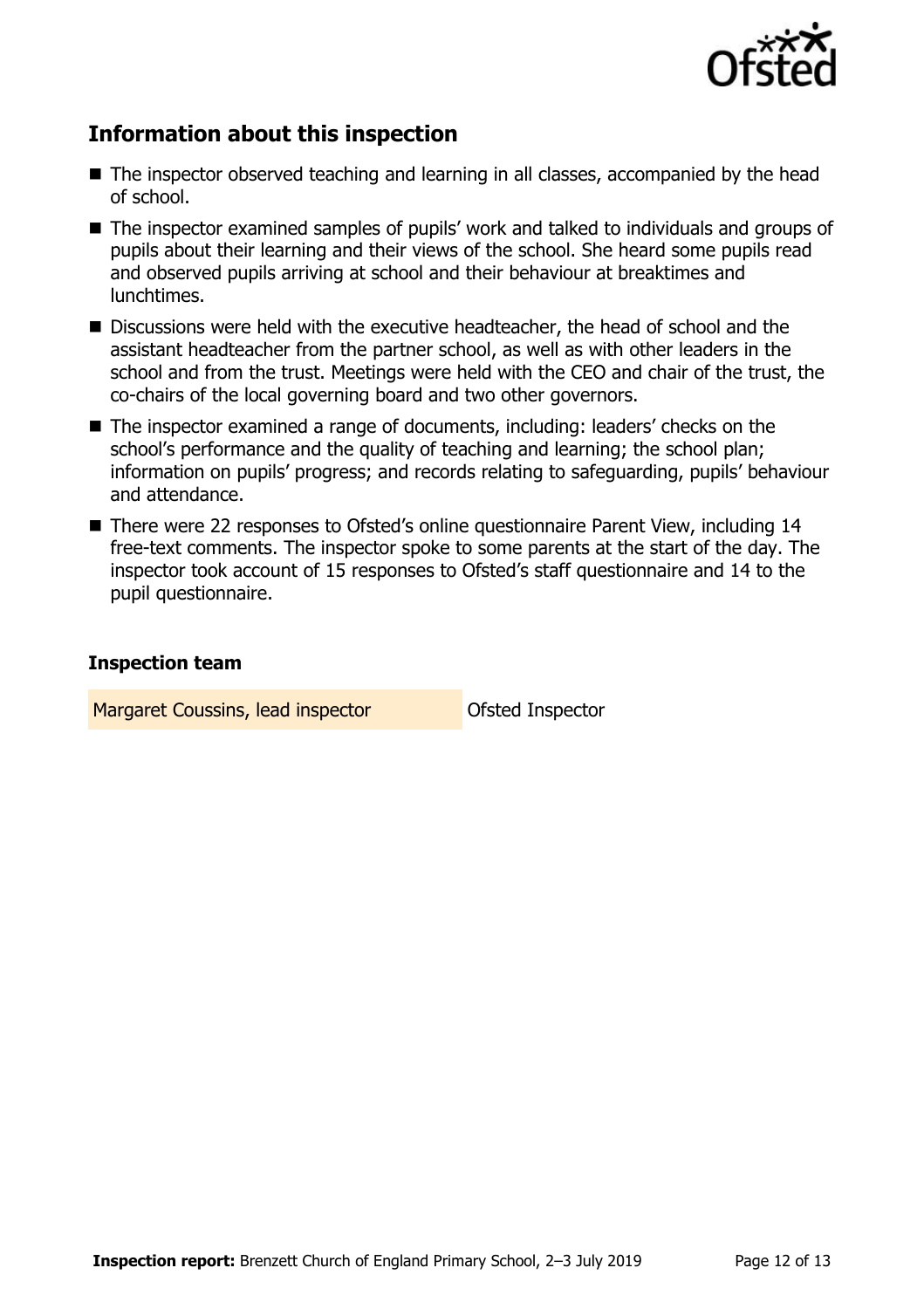## Information about this inspection

- The inspector observed teaching and learning in all classes, accompanied by the head of school.
- The inspector examined samples of pupils' work and talked to individuals and groups of pupils about their learning and their views of the school. She heard some pupils read and observed pupils arriving at school and their behaviour at breaktimes and lunchtimes.
- Discussions were held with the executive headteacher, the head of school and the assistant headteacher from the partner school, as well as with other leaders in the school and from the trust. Meetings were held with the CEO and chair of the trust, the co-chairs of the local governing board and two other governors.
- The inspector examined a range of documents, including: leaders' checks on the school's performance and the quality of teaching and learning; the school plan; information on pupils' progress; and records relating to safeguarding, pupils' behaviour and attendance.
- There were 22 responses to Ofsted's online questionnaire Parent View, including 14 free-text comments. The inspector spoke to some parents at the start of the day. The inspector took account of 15 responses to Ofsted's staff questionnaire and 14 to the pupil questionnaire.

### Inspection team

| | |
|---|---|
| Margaret Coussins, lead inspector | Ofsted Inspector |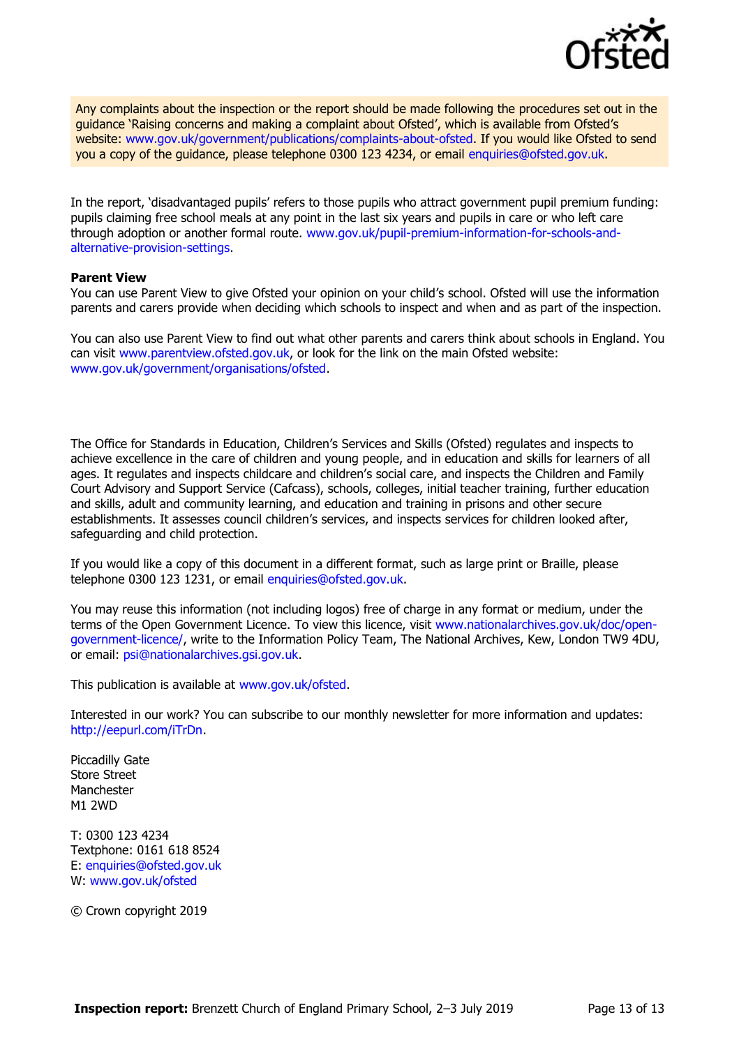Any complaints about the inspection or the report should be made following the procedures set out in the guidance 'Raising concerns and making a complaint about Ofsted', which is available from Ofsted's website: www.gov.uk/government/publications/complaints-about-ofsted. If you would like Ofsted to send you a copy of the guidance, please telephone 0300 123 4234, or email enquiries@ofsted.gov.uk.

In the report, 'disadvantaged pupils' refers to those pupils who attract government pupil premium funding: pupils claiming free school meals at any point in the last six years and pupils in care or who left care through adoption or another formal route. www.gov.uk/pupil-premium-information-for-schools-and-alternative-provision-settings.

**Parent View**

You can use Parent View to give Ofsted your opinion on your child's school. Ofsted will use the information parents and carers provide when deciding which schools to inspect and when and as part of the inspection.

You can also use Parent View to find out what other parents and carers think about schools in England. You can visit www.parentview.ofsted.gov.uk, or look for the link on the main Ofsted website: www.gov.uk/government/organisations/ofsted.

The Office for Standards in Education, Children's Services and Skills (Ofsted) regulates and inspects to achieve excellence in the care of children and young people, and in education and skills for learners of all ages. It regulates and inspects childcare and children's social care, and inspects the Children and Family Court Advisory and Support Service (Cafcass), schools, colleges, initial teacher training, further education and skills, adult and community learning, and education and training in prisons and other secure establishments. It assesses council children's services, and inspects services for children looked after, safeguarding and child protection.

If you would like a copy of this document in a different format, such as large print or Braille, please telephone 0300 123 1231, or email enquiries@ofsted.gov.uk.

You may reuse this information (not including logos) free of charge in any format or medium, under the terms of the Open Government Licence. To view this licence, visit www.nationalarchives.gov.uk/doc/open-government-licence/, write to the Information Policy Team, The National Archives, Kew, London TW9 4DU, or email: psi@nationalarchives.gsi.gov.uk.

This publication is available at www.gov.uk/ofsted.

Interested in our work? You can subscribe to our monthly newsletter for more information and updates: http://eepurl.com/iTrDn.

Piccadilly Gate
Store Street
Manchester
M1 2WD

T: 0300 123 4234
Textphone: 0161 618 8524
E: enquiries@ofsted.gov.uk
W: www.gov.uk/ofsted

© Crown copyright 2019